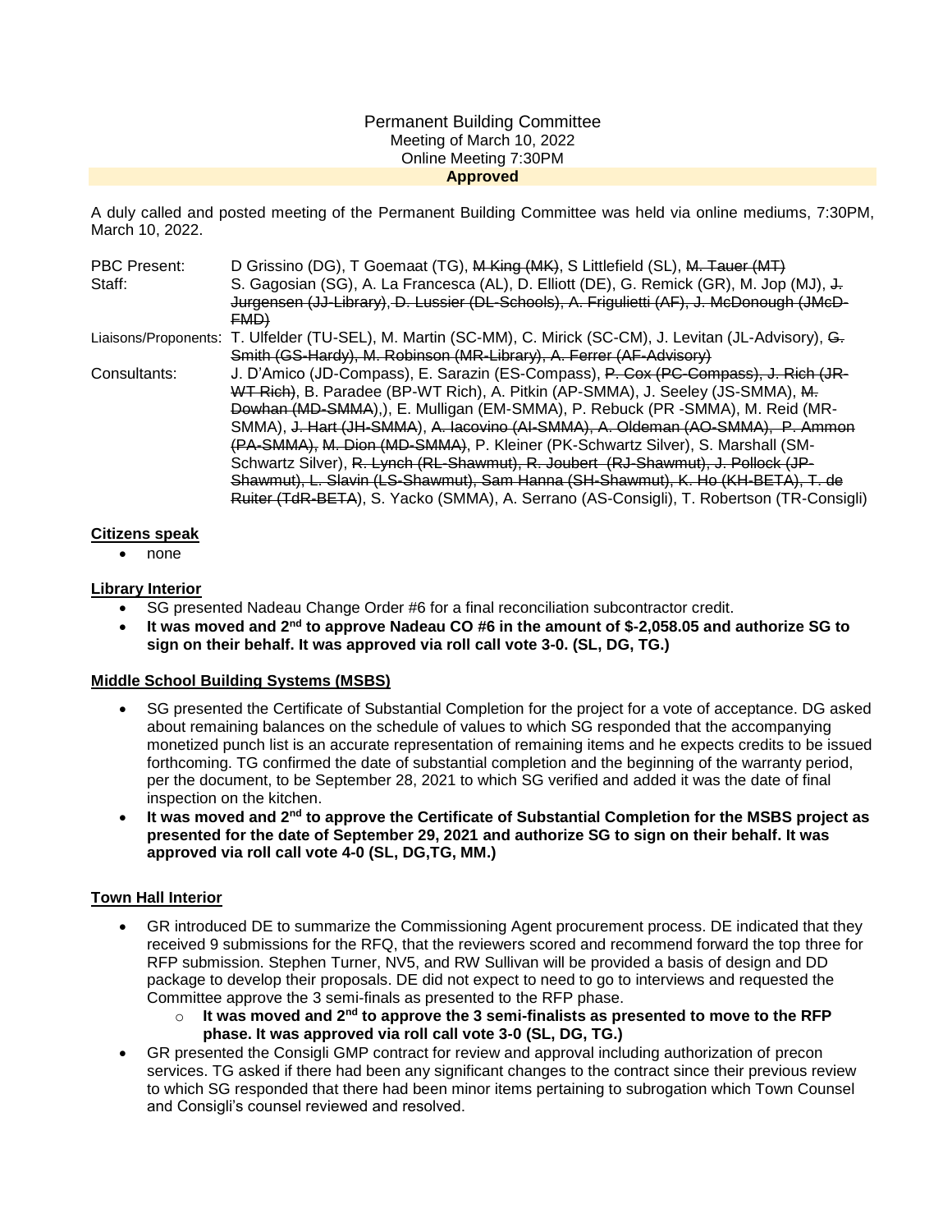Permanent Building Committee
Meeting of March 10, 2022
Online Meeting 7:30PM
**Approved**

A duly called and posted meeting of the Permanent Building Committee was held via online mediums, 7:30PM, March 10, 2022.

| | |
|---|---|
| PBC Present: | D Grissino (DG), T Goemaat (TG), ~~M King (MK)~~, S Littlefield (SL), ~~M. Tauer (MT)~~ |
| Staff: | S. Gagosian (SG), A. La Francesca (AL), D. Elliott (DE), G. Remick (GR), M. Jop (MJ), ~~J. Jurgensen (JJ-Library), D. Lussier (DL-Schools), A. Frigulietti (AF), J. McDonough (JMcD-FMD)~~ |
| Liaisons/Proponents: | T. Ulfelder (TU-SEL), M. Martin (SC-MM), C. Mirick (SC-CM), J. Levitan (JL-Advisory), ~~G. Smith (GS-Hardy), M. Robinson (MR-Library), A. Ferrer (AF-Advisory)~~ |
| Consultants: | J. D'Amico (JD-Compass), E. Sarazin (ES-Compass), ~~P. Cox (PC-Compass), J. Rich (JR-WT Rich)~~, B. Paradee (BP-WT Rich), A. Pitkin (AP-SMMA), J. Seeley (JS-SMMA), ~~M. Dowhan (MD-SMMA)~~,), E. Mulligan (EM-SMMA), P. Rebuck (PR -SMMA), M. Reid (MR-SMMA), ~~J. Hart (JH-SMMA)~~, ~~A. Iacovino (AI-SMMA)~~, ~~A. Oldeman (AO-SMMA), P. Ammon (PA-SMMA)~~, ~~M. Dion (MD-SMMA)~~, P. Kleiner (PK-Schwartz Silver), S. Marshall (SM-Schwartz Silver), ~~R. Lynch (RL-Shawmut), R. Joubert (RJ-Shawmut), J. Pollock (JP-Shawmut), L. Slavin (LS-Shawmut), Sam Hanna (SH-Shawmut), K. Ho (KH-BETA), T. de Ruiter (TdR-BETA)~~, S. Yacko (SMMA), A. Serrano (AS-Consigli), T. Robertson (TR-Consigli) |

**Citizens speak**

- none

**Library Interior**

- SG presented Nadeau Change Order #6 for a final reconciliation subcontractor credit.
- **It was moved and 2nd to approve Nadeau CO #6 in the amount of $-2,058.05 and authorize SG to sign on their behalf. It was approved via roll call vote 3-0. (SL, DG, TG.)**

**Middle School Building Systems (MSBS)**

- SG presented the Certificate of Substantial Completion for the project for a vote of acceptance. DG asked about remaining balances on the schedule of values to which SG responded that the accompanying monetized punch list is an accurate representation of remaining items and he expects credits to be issued forthcoming. TG confirmed the date of substantial completion and the beginning of the warranty period, per the document, to be September 28, 2021 to which SG verified and added it was the date of final inspection on the kitchen.
- **It was moved and 2nd to approve the Certificate of Substantial Completion for the MSBS project as presented for the date of September 29, 2021 and authorize SG to sign on their behalf. It was approved via roll call vote 4-0 (SL, DG,TG, MM.)**

**Town Hall Interior**

- GR introduced DE to summarize the Commissioning Agent procurement process. DE indicated that they received 9 submissions for the RFQ, that the reviewers scored and recommend forward the top three for RFP submission. Stephen Turner, NV5, and RW Sullivan will be provided a basis of design and DD package to develop their proposals. DE did not expect to need to go to interviews and requested the Committee approve the 3 semi-finals as presented to the RFP phase.
  - **It was moved and 2nd to approve the 3 semi-finalists as presented to move to the RFP phase. It was approved via roll call vote 3-0 (SL, DG, TG.)**
- GR presented the Consigli GMP contract for review and approval including authorization of precon services. TG asked if there had been any significant changes to the contract since their previous review to which SG responded that there had been minor items pertaining to subrogation which Town Counsel and Consigli's counsel reviewed and resolved.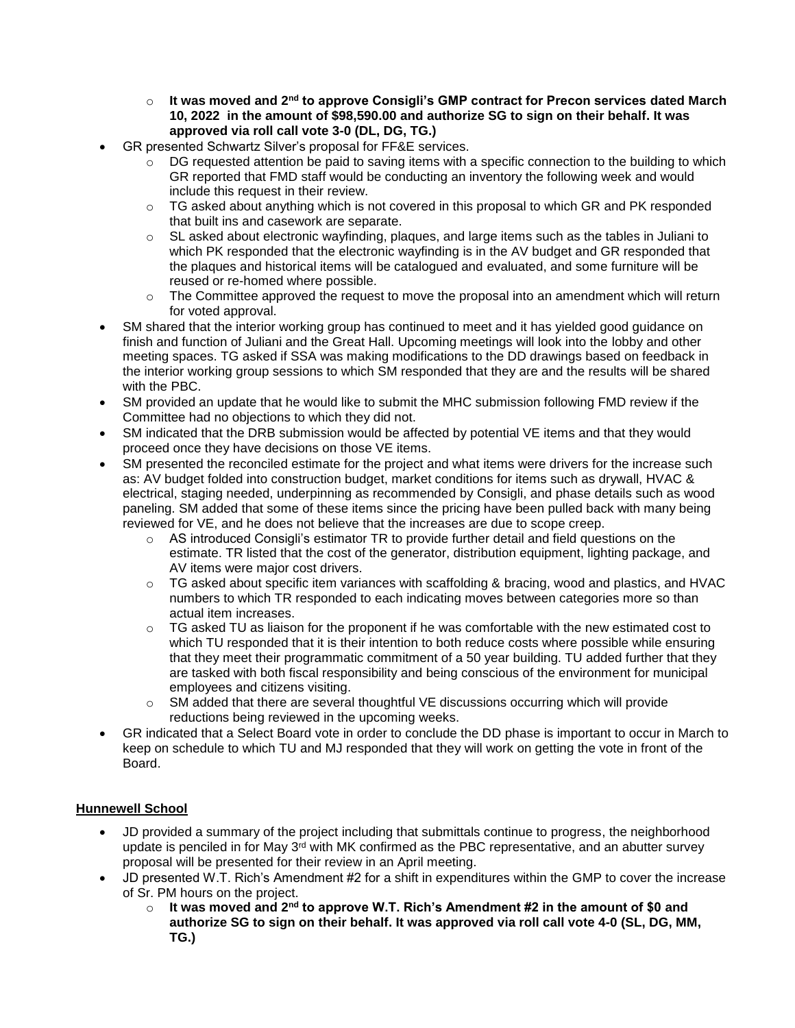- **It was moved and 2nd to approve Consigli's GMP contract for Precon services dated March 10, 2022 in the amount of $98,590.00 and authorize SG to sign on their behalf. It was approved via roll call vote 3-0 (DL, DG, TG.)**
- GR presented Schwartz Silver's proposal for FF&E services.
  - DG requested attention be paid to saving items with a specific connection to the building to which GR reported that FMD staff would be conducting an inventory the following week and would include this request in their review.
  - TG asked about anything which is not covered in this proposal to which GR and PK responded that built ins and casework are separate.
  - SL asked about electronic wayfinding, plaques, and large items such as the tables in Juliani to which PK responded that the electronic wayfinding is in the AV budget and GR responded that the plaques and historical items will be catalogued and evaluated, and some furniture will be reused or re-homed where possible.
  - The Committee approved the request to move the proposal into an amendment which will return for voted approval.
- SM shared that the interior working group has continued to meet and it has yielded good guidance on finish and function of Juliani and the Great Hall. Upcoming meetings will look into the lobby and other meeting spaces. TG asked if SSA was making modifications to the DD drawings based on feedback in the interior working group sessions to which SM responded that they are and the results will be shared with the PBC.
- SM provided an update that he would like to submit the MHC submission following FMD review if the Committee had no objections to which they did not.
- SM indicated that the DRB submission would be affected by potential VE items and that they would proceed once they have decisions on those VE items.
- SM presented the reconciled estimate for the project and what items were drivers for the increase such as: AV budget folded into construction budget, market conditions for items such as drywall, HVAC & electrical, staging needed, underpinning as recommended by Consigli, and phase details such as wood paneling. SM added that some of these items since the pricing have been pulled back with many being reviewed for VE, and he does not believe that the increases are due to scope creep.
  - AS introduced Consigli's estimator TR to provide further detail and field questions on the estimate. TR listed that the cost of the generator, distribution equipment, lighting package, and AV items were major cost drivers.
  - TG asked about specific item variances with scaffolding & bracing, wood and plastics, and HVAC numbers to which TR responded to each indicating moves between categories more so than actual item increases.
  - TG asked TU as liaison for the proponent if he was comfortable with the new estimated cost to which TU responded that it is their intention to both reduce costs where possible while ensuring that they meet their programmatic commitment of a 50 year building. TU added further that they are tasked with both fiscal responsibility and being conscious of the environment for municipal employees and citizens visiting.
  - SM added that there are several thoughtful VE discussions occurring which will provide reductions being reviewed in the upcoming weeks.
- GR indicated that a Select Board vote in order to conclude the DD phase is important to occur in March to keep on schedule to which TU and MJ responded that they will work on getting the vote in front of the Board.

**Hunnewell School**

- JD provided a summary of the project including that submittals continue to progress, the neighborhood update is penciled in for May 3rd with MK confirmed as the PBC representative, and an abutter survey proposal will be presented for their review in an April meeting.
- JD presented W.T. Rich's Amendment #2 for a shift in expenditures within the GMP to cover the increase of Sr. PM hours on the project.
  - **It was moved and 2nd to approve W.T. Rich's Amendment #2 in the amount of $0 and authorize SG to sign on their behalf. It was approved via roll call vote 4-0 (SL, DG, MM, TG.)**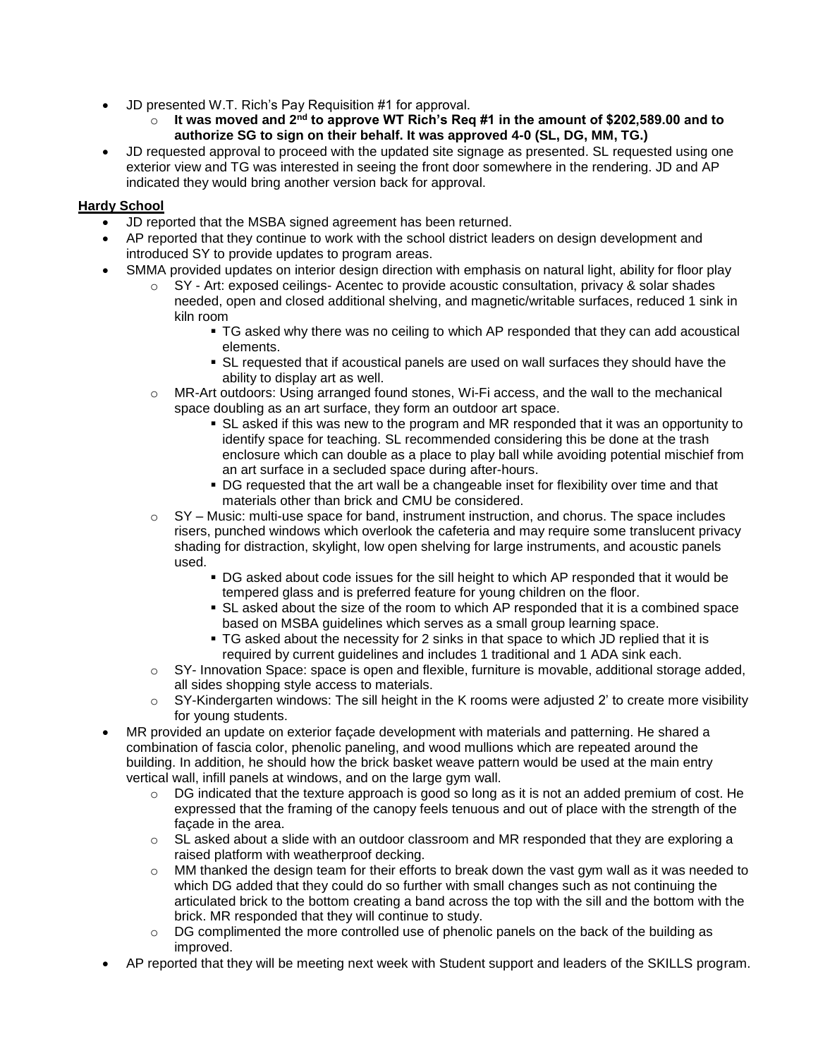- JD presented W.T. Rich's Pay Requisition #1 for approval.
    - **It was moved and 2nd to approve WT Rich's Req #1 in the amount of $202,589.00 and to authorize SG to sign on their behalf. It was approved 4-0 (SL, DG, MM, TG.)**
- JD requested approval to proceed with the updated site signage as presented. SL requested using one exterior view and TG was interested in seeing the front door somewhere in the rendering. JD and AP indicated they would bring another version back for approval.

**Hardy School**

- JD reported that the MSBA signed agreement has been returned.
- AP reported that they continue to work with the school district leaders on design development and introduced SY to provide updates to program areas.
- SMMA provided updates on interior design direction with emphasis on natural light, ability for floor play
    - SY - Art: exposed ceilings- Acentec to provide acoustic consultation, privacy & solar shades needed, open and closed additional shelving, and magnetic/writable surfaces, reduced 1 sink in kiln room
        - TG asked why there was no ceiling to which AP responded that they can add acoustical elements.
        - SL requested that if acoustical panels are used on wall surfaces they should have the ability to display art as well.
    - MR-Art outdoors: Using arranged found stones, Wi-Fi access, and the wall to the mechanical space doubling as an art surface, they form an outdoor art space.
        - SL asked if this was new to the program and MR responded that it was an opportunity to identify space for teaching. SL recommended considering this be done at the trash enclosure which can double as a place to play ball while avoiding potential mischief from an art surface in a secluded space during after-hours.
        - DG requested that the art wall be a changeable inset for flexibility over time and that materials other than brick and CMU be considered.
    - SY – Music: multi-use space for band, instrument instruction, and chorus. The space includes risers, punched windows which overlook the cafeteria and may require some translucent privacy shading for distraction, skylight, low open shelving for large instruments, and acoustic panels used.
        - DG asked about code issues for the sill height to which AP responded that it would be tempered glass and is preferred feature for young children on the floor.
        - SL asked about the size of the room to which AP responded that it is a combined space based on MSBA guidelines which serves as a small group learning space.
        - TG asked about the necessity for 2 sinks in that space to which JD replied that it is required by current guidelines and includes 1 traditional and 1 ADA sink each.
    - SY- Innovation Space: space is open and flexible, furniture is movable, additional storage added, all sides shopping style access to materials.
    - SY-Kindergarten windows: The sill height in the K rooms were adjusted 2' to create more visibility for young students.
- MR provided an update on exterior façade development with materials and patterning. He shared a combination of fascia color, phenolic paneling, and wood mullions which are repeated around the building. In addition, he should how the brick basket weave pattern would be used at the main entry vertical wall, infill panels at windows, and on the large gym wall.
    - DG indicated that the texture approach is good so long as it is not an added premium of cost. He expressed that the framing of the canopy feels tenuous and out of place with the strength of the façade in the area.
    - SL asked about a slide with an outdoor classroom and MR responded that they are exploring a raised platform with weatherproof decking.
    - MM thanked the design team for their efforts to break down the vast gym wall as it was needed to which DG added that they could do so further with small changes such as not continuing the articulated brick to the bottom creating a band across the top with the sill and the bottom with the brick. MR responded that they will continue to study.
    - DG complimented the more controlled use of phenolic panels on the back of the building as improved.
- AP reported that they will be meeting next week with Student support and leaders of the SKILLS program.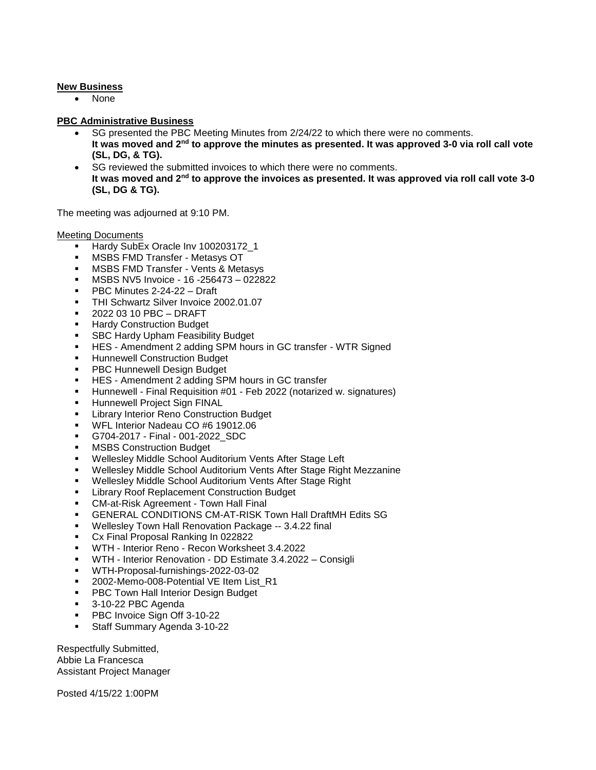**New Business**

- None

**PBC Administrative Business**

- SG presented the PBC Meeting Minutes from 2/24/22 to which there were no comments.
  **It was moved and 2nd to approve the minutes as presented. It was approved 3-0 via roll call vote (SL, DG, & TG).**
- SG reviewed the submitted invoices to which there were no comments.
  **It was moved and 2nd to approve the invoices as presented. It was approved via roll call vote 3-0 (SL, DG & TG).**

The meeting was adjourned at 9:10 PM.

Meeting Documents

- Hardy SubEx Oracle Inv 100203172_1
- MSBS FMD Transfer - Metasys OT
- MSBS FMD Transfer - Vents & Metasys
- MSBS NV5 Invoice - 16 -256473 – 022822
- PBC Minutes 2-24-22 – Draft
- THI Schwartz Silver Invoice 2002.01.07
- 2022 03 10 PBC – DRAFT
- Hardy Construction Budget
- SBC Hardy Upham Feasibility Budget
- HES - Amendment 2 adding SPM hours in GC transfer - WTR Signed
- Hunnewell Construction Budget
- PBC Hunnewell Design Budget
- HES - Amendment 2 adding SPM hours in GC transfer
- Hunnewell - Final Requisition #01 - Feb 2022 (notarized w. signatures)
- Hunnewell Project Sign FINAL
- Library Interior Reno Construction Budget
- WFL Interior Nadeau CO #6 19012.06
- G704-2017 - Final - 001-2022_SDC
- MSBS Construction Budget
- Wellesley Middle School Auditorium Vents After Stage Left
- Wellesley Middle School Auditorium Vents After Stage Right Mezzanine
- Wellesley Middle School Auditorium Vents After Stage Right
- Library Roof Replacement Construction Budget
- CM-at-Risk Agreement - Town Hall Final
- GENERAL CONDITIONS CM-AT-RISK Town Hall DraftMH Edits SG
- Wellesley Town Hall Renovation Package -- 3.4.22 final
- Cx Final Proposal Ranking In 022822
- WTH - Interior Reno - Recon Worksheet 3.4.2022
- WTH - Interior Renovation - DD Estimate 3.4.2022 – Consigli
- WTH-Proposal-furnishings-2022-03-02
- 2002-Memo-008-Potential VE Item List_R1
- PBC Town Hall Interior Design Budget
- 3-10-22 PBC Agenda
- PBC Invoice Sign Off 3-10-22
- Staff Summary Agenda 3-10-22

Respectfully Submitted,
Abbie La Francesca
Assistant Project Manager

Posted 4/15/22 1:00PM